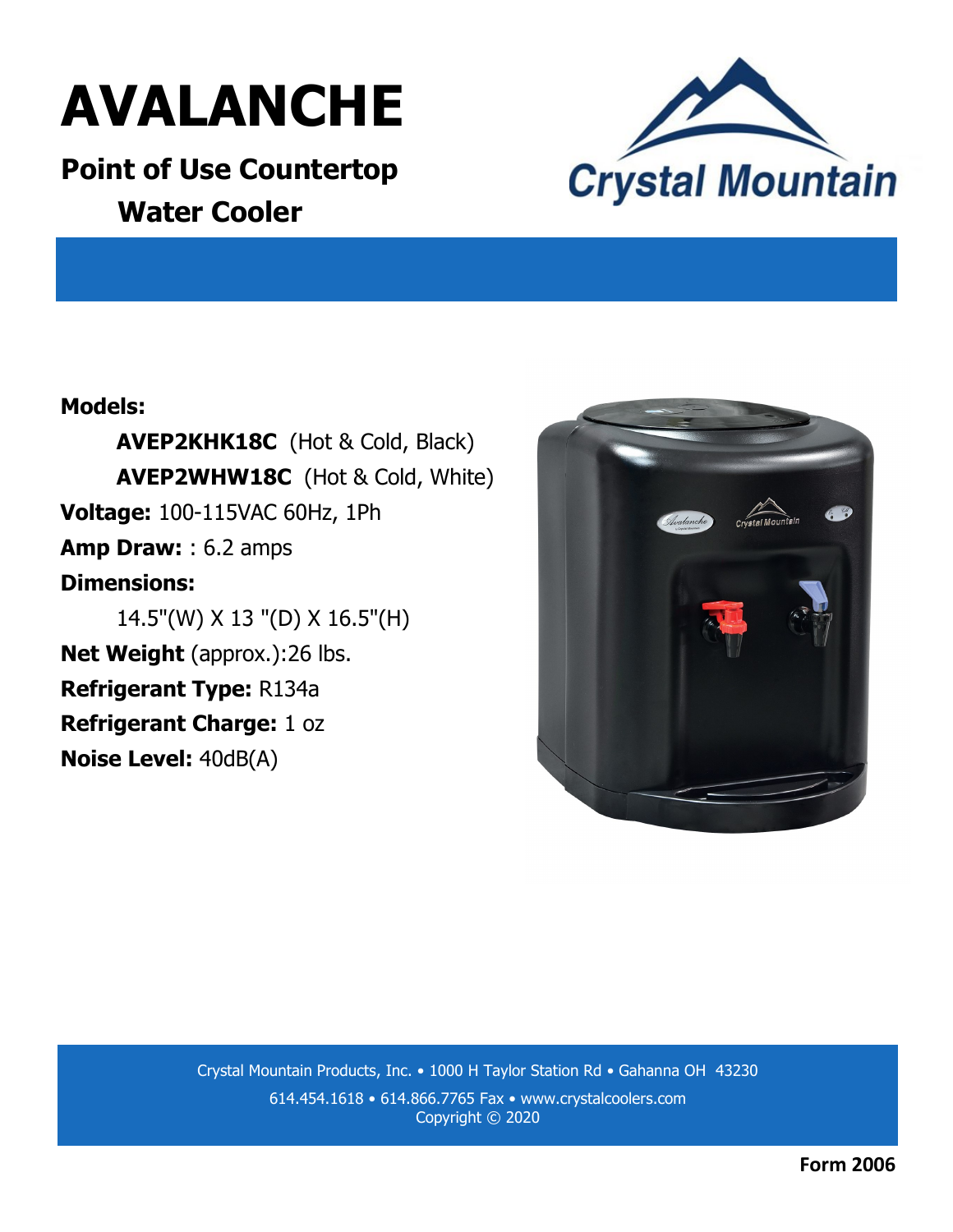# AVALANCHE

## Point of Use Countertop Water Cooler

Crystal Mountain

**Models:**

**AVEP2KHK18C** (Hot & Cold, Black)
**AVEP2WHW18C** (Hot & Cold, White)

**Voltage:** 100-115VAC 60Hz, 1Ph

**Amp Draw:** : 6.2 amps

**Dimensions:**

14.5"(W) X 13 "(D) X 16.5"(H)

**Net Weight** (approx.):26 lbs.

**Refrigerant Type:** R134a

**Refrigerant Charge:** 1 oz

**Noise Level:** 40dB(A)

Crystal Mountain Products, Inc. • 1000 H Taylor Station Rd • Gahanna OH 43230
614.454.1618 • 614.866.7765 Fax • www.crystalcoolers.com
Copyright © 2020

**Form 2006**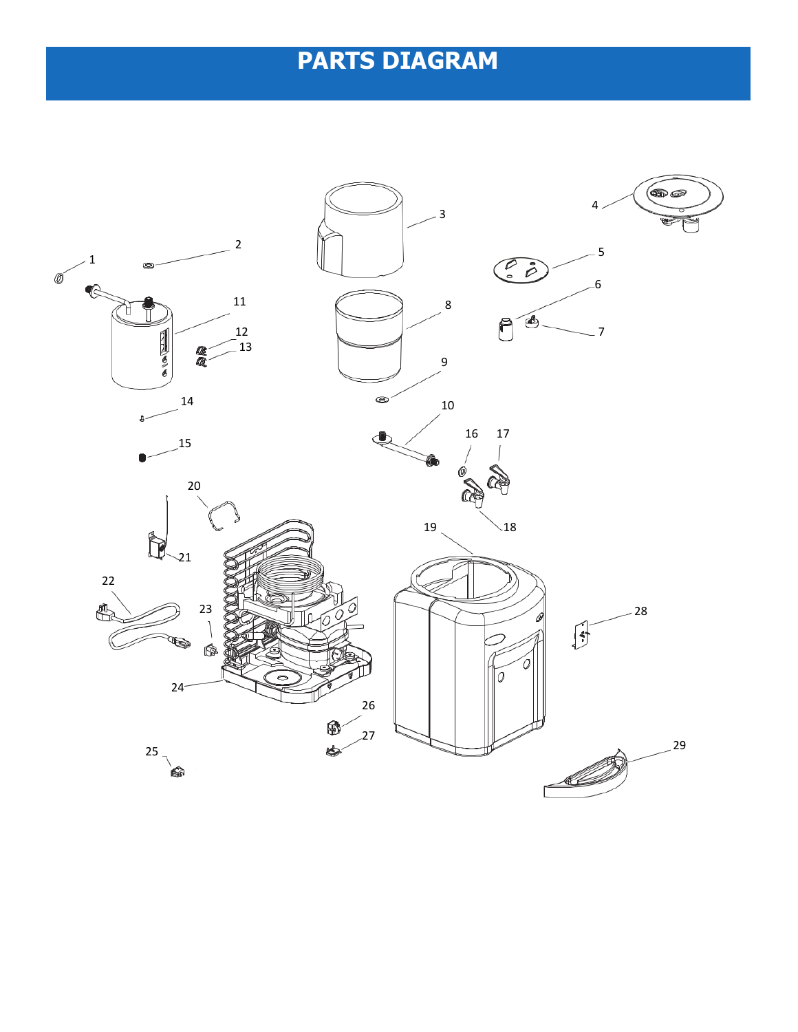# PARTS DIAGRAM

1 2 3 4 5 6 7 8 9 10 11 12 13 14 15 16 17 18 19 20 21 22 23 24 25 26 27 28 29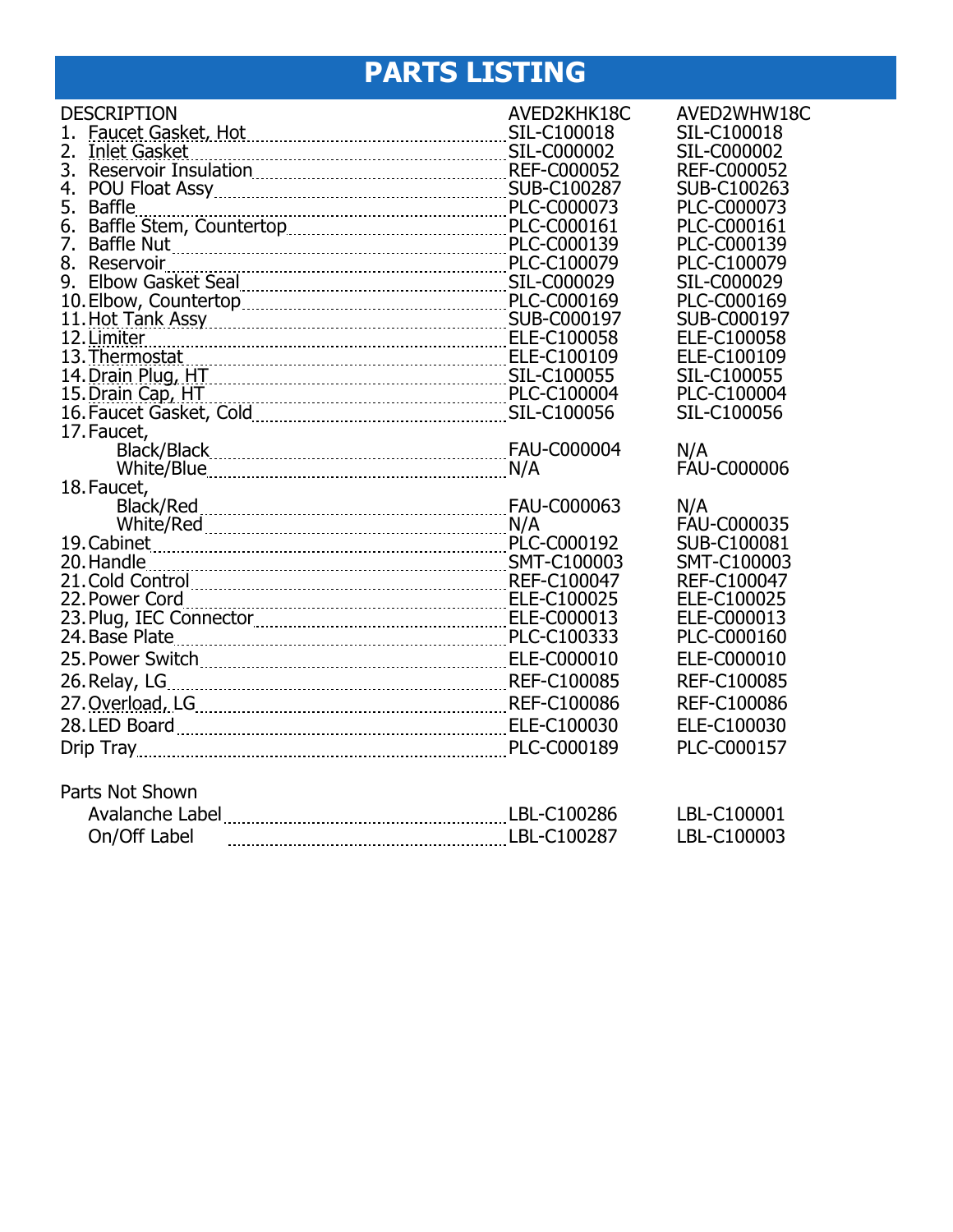# PARTS LISTING

| DESCRIPTION | AVED2KHK18C | AVED2WHW18C |
|---|---|---|
| 1. Faucet Gasket, Hot | SIL-C100018 | SIL-C100018 |
| 2. Inlet Gasket | SIL-C000002 | SIL-C000002 |
| 3. Reservoir Insulation | REF-C000052 | REF-C000052 |
| 4. POU Float Assy | SUB-C100287 | SUB-C100263 |
| 5. Baffle | PLC-C000073 | PLC-C000073 |
| 6. Baffle Stem, Countertop | PLC-C000161 | PLC-C000161 |
| 7. Baffle Nut | PLC-C000139 | PLC-C000139 |
| 8. Reservoir | PLC-C100079 | PLC-C100079 |
| 9. Elbow Gasket Seal | SIL-C000029 | SIL-C000029 |
| 10. Elbow, Countertop | PLC-C000169 | PLC-C000169 |
| 11. Hot Tank Assy | SUB-C000197 | SUB-C000197 |
| 12. Limiter | ELE-C100058 | ELE-C100058 |
| 13. Thermostat | ELE-C100109 | ELE-C100109 |
| 14. Drain Plug, HT | SIL-C100055 | SIL-C100055 |
| 15. Drain Cap, HT | PLC-C100004 | PLC-C100004 |
| 16. Faucet Gasket, Cold | SIL-C100056 | SIL-C100056 |
| 17. Faucet, | | |
| Black/Black | FAU-C000004 | N/A |
| White/Blue | N/A | FAU-C000006 |
| 18. Faucet, | | |
| Black/Red | FAU-C000063 | N/A |
| White/Red | N/A | FAU-C000035 |
| 19. Cabinet | PLC-C000192 | SUB-C100081 |
| 20. Handle | SMT-C100003 | SMT-C100003 |
| 21. Cold Control | REF-C100047 | REF-C100047 |
| 22. Power Cord | ELE-C100025 | ELE-C100025 |
| 23. Plug, IEC Connector | ELE-C000013 | ELE-C000013 |
| 24. Base Plate | PLC-C100333 | PLC-C000160 |
| 25. Power Switch | ELE-C000010 | ELE-C000010 |
| 26. Relay, LG | REF-C100085 | REF-C100085 |
| 27. Overload, LG | REF-C100086 | REF-C100086 |
| 28. LED Board | ELE-C100030 | ELE-C100030 |
| Drip Tray | PLC-C000189 | PLC-C000157 |
| **Parts Not Shown** | | |
| Avalanche Label | LBL-C100286 | LBL-C100001 |
| On/Off Label | LBL-C100287 | LBL-C100003 |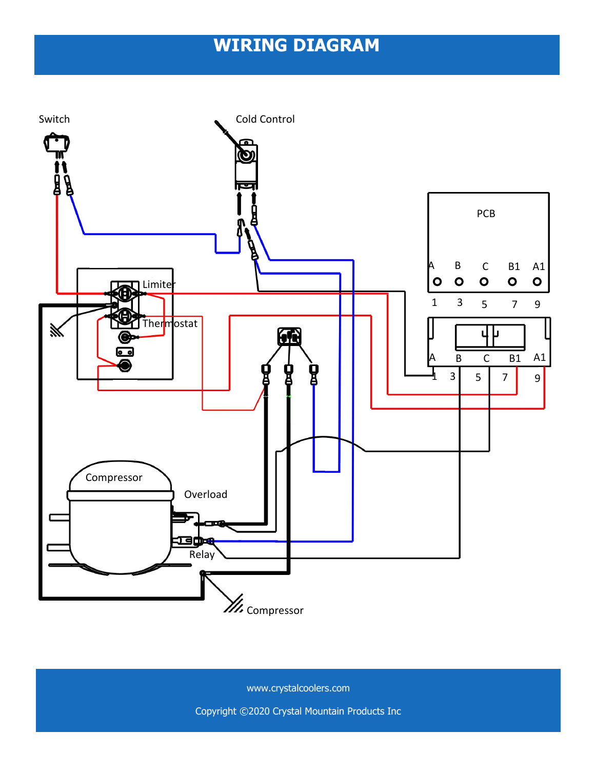# WIRING DIAGRAM

Switch

Cold Control

PCB

A B C B1 A1

1 3 5 7 9

A B C B1 A1

1 3 5 7 9

Limiter

Thermostat

Compressor

Overload

Relay

Compressor

www.crystalcoolers.com

Copyright ©2020 Crystal Mountain Products Inc